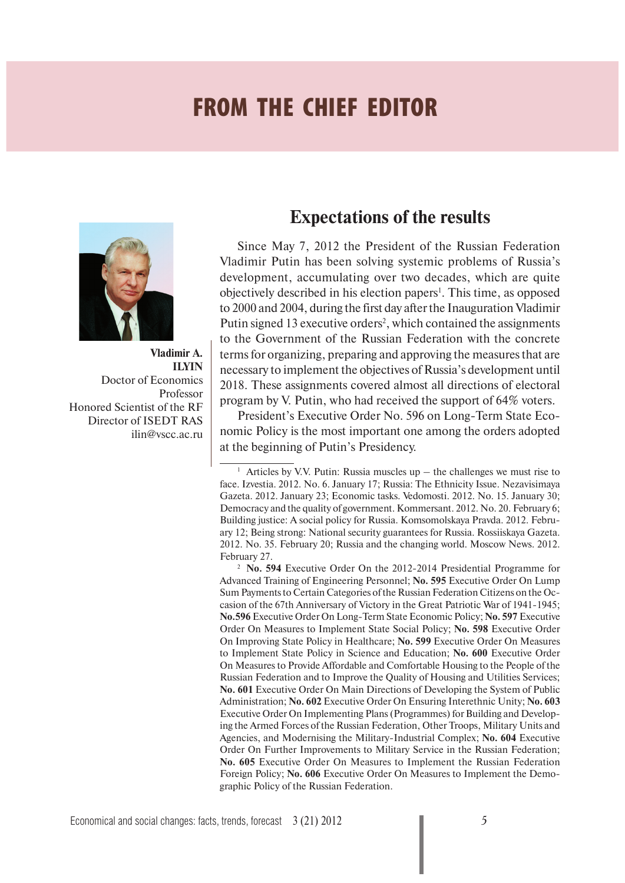# FROM THE CHIEF EDITOR

**Vladimir A. ILYIN**
Doctor of Economics
Professor
Honored Scientist of the RF
Director of ISEDT RAS
ilin@vscc.ac.ru

## Expectations of the results

Since May 7, 2012 the President of the Russian Federation Vladimir Putin has been solving systemic problems of Russia's development, accumulating over two decades, which are quite objectively described in his election papers[1]. This time, as opposed to 2000 and 2004, during the first day after the Inauguration Vladimir Putin signed 13 executive orders[2], which contained the assignments to the Government of the Russian Federation with the concrete terms for organizing, preparing and approving the measures that are necessary to implement the objectives of Russia's development until 2018. These assignments covered almost all directions of electoral program by V. Putin, who had received the support of 64% voters.

President's Executive Order No. 596 on Long-Term State Economic Policy is the most important one among the orders adopted at the beginning of Putin's Presidency.

---

[1] Articles by V.V. Putin: Russia muscles up – the challenges we must rise to face. Izvestia. 2012. No. 6. January 17; Russia: The Ethnicity Issue. Nezavisimaya Gazeta. 2012. January 23; Economic tasks. Vedomosti. 2012. No. 15. January 30; Democracy and the quality of government. Kommersant. 2012. No. 20. February 6; Building justice: A social policy for Russia. Komsomolskaya Pravda. 2012. February 12; Being strong: National security guarantees for Russia. Rossiiskaya Gazeta. 2012. No. 35. February 20; Russia and the changing world. Moscow News. 2012. February 27.

[2] **No. 594** Executive Order On the 2012-2014 Presidential Programme for Advanced Training of Engineering Personnel; **No. 595** Executive Order On Lump Sum Payments to Certain Categories of the Russian Federation Citizens on the Occasion of the 67th Anniversary of Victory in the Great Patriotic War of 1941-1945; **No.596** Executive Order On Long-Term State Economic Policy; **No. 597** Executive Order On Measures to Implement State Social Policy; **No. 598** Executive Order On Improving State Policy in Healthcare; **No. 599** Executive Order On Measures to Implement State Policy in Science and Education; **No. 600** Executive Order On Measures to Provide Affordable and Comfortable Housing to the People of the Russian Federation and to Improve the Quality of Housing and Utilities Services; **No. 601** Executive Order On Main Directions of Developing the System of Public Administration; **No. 602** Executive Order On Ensuring Interethnic Unity; **No. 603** Executive Order On Implementing Plans (Programmes) for Building and Developing the Armed Forces of the Russian Federation, Other Troops, Military Units and Agencies, and Modernising the Military-Industrial Complex; **No. 604** Executive Order On Further Improvements to Military Service in the Russian Federation; **No. 605** Executive Order On Measures to Implement the Russian Federation Foreign Policy; **No. 606** Executive Order On Measures to Implement the Demographic Policy of the Russian Federation.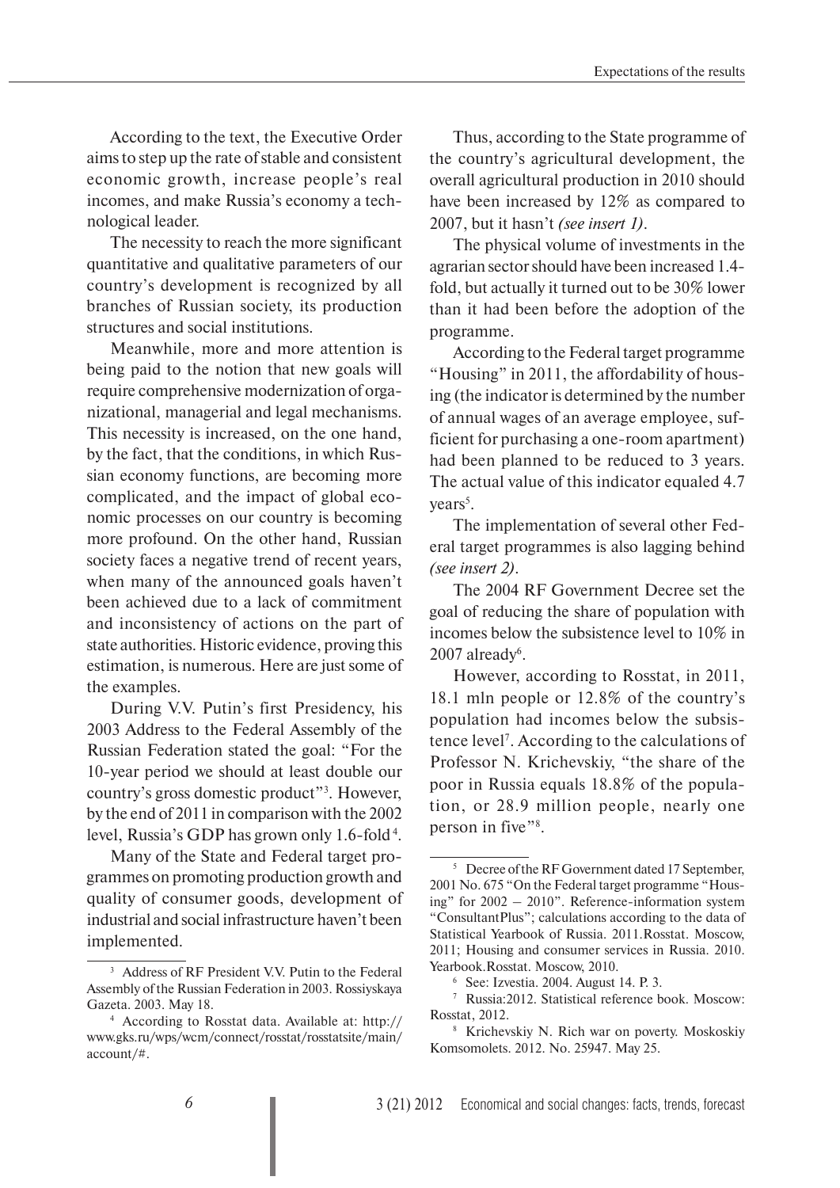According to the text, the Executive Order aims to step up the rate of stable and consistent economic growth, increase people's real incomes, and make Russia's economy a technological leader.

The necessity to reach the more significant quantitative and qualitative parameters of our country's development is recognized by all branches of Russian society, its production structures and social institutions.

Meanwhile, more and more attention is being paid to the notion that new goals will require comprehensive modernization of organizational, managerial and legal mechanisms. This necessity is increased, on the one hand, by the fact, that the conditions, in which Russian economy functions, are becoming more complicated, and the impact of global economic processes on our country is becoming more profound. On the other hand, Russian society faces a negative trend of recent years, when many of the announced goals haven't been achieved due to a lack of commitment and inconsistency of actions on the part of state authorities. Historic evidence, proving this estimation, is numerous. Here are just some of the examples.

During V.V. Putin's first Presidency, his 2003 Address to the Federal Assembly of the Russian Federation stated the goal: "For the 10-year period we should at least double our country's gross domestic product"[3]. However, by the end of 2011 in comparison with the 2002 level, Russia's GDP has grown only 1.6-fold[4].

Many of the State and Federal target programmes on promoting production growth and quality of consumer goods, development of industrial and social infrastructure haven't been implemented.

Thus, according to the State programme of the country's agricultural development, the overall agricultural production in 2010 should have been increased by 12% as compared to 2007, but it hasn't *(see insert 1)*.

The physical volume of investments in the agrarian sector should have been increased 1.4-fold, but actually it turned out to be 30% lower than it had been before the adoption of the programme.

According to the Federal target programme "Housing" in 2011, the affordability of housing (the indicator is determined by the number of annual wages of an average employee, sufficient for purchasing a one-room apartment) had been planned to be reduced to 3 years. The actual value of this indicator equaled 4.7 years[5].

The implementation of several other Federal target programmes is also lagging behind *(see insert 2)*.

The 2004 RF Government Decree set the goal of reducing the share of population with incomes below the subsistence level to 10% in 2007 already[6].

However, according to Rosstat, in 2011, 18.1 mln people or 12.8% of the country's population had incomes below the subsistence level[7]. According to the calculations of Professor N. Krichevskiy, "the share of the poor in Russia equals 18.8% of the population, or 28.9 million people, nearly one person in five"[8].

---

[3] Address of RF President V.V. Putin to the Federal Assembly of the Russian Federation in 2003. Rossiyskaya Gazeta. 2003. May 18.

[4] According to Rosstat data. Available at: http://www.gks.ru/wps/wcm/connect/rosstat/rosstatsite/main/account/#.

[5] Decree of the RF Government dated 17 September, 2001 No. 675 "On the Federal target programme "Housing" for 2002 – 2010". Reference-information system "ConsultantPlus"; calculations according to the data of Statistical Yearbook of Russia. 2011.Rosstat. Moscow, 2011; Housing and consumer services in Russia. 2010. Yearbook.Rosstat. Moscow, 2010.

[6] See: Izvestia. 2004. August 14. P. 3.

[7] Russia:2012. Statistical reference book. Moscow: Rosstat, 2012.

[8] Krichevskiy N. Rich war on poverty. Moskoskiy Komsomolets. 2012. No. 25947. May 25.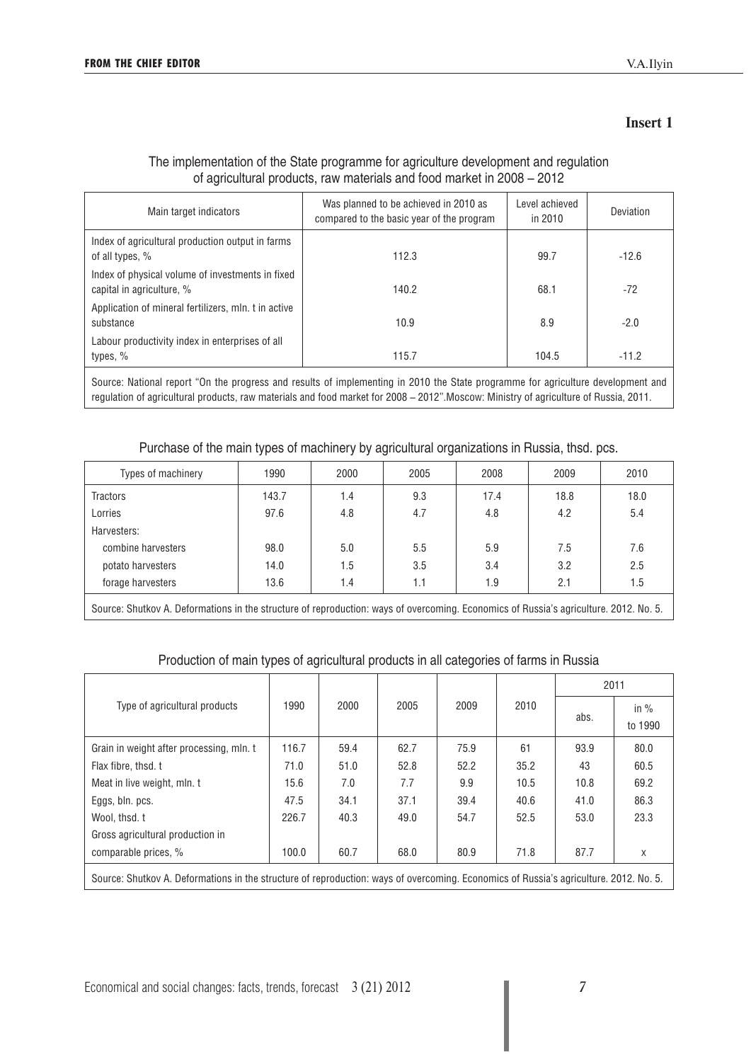**Insert 1**

The implementation of the State programme for agriculture development and regulation of agricultural products, raw materials and food market in 2008 – 2012

| Main target indicators | Was planned to be achieved in 2010 as compared to the basic year of the program | Level achieved in 2010 | Deviation |
|---|---|---|---|
| Index of agricultural production output in farms of all types, % | 112.3 | 99.7 | -12.6 |
| Index of physical volume of investments in fixed capital in agriculture, % | 140.2 | 68.1 | -72 |
| Application of mineral fertilizers, mln. t in active substance | 10.9 | 8.9 | -2.0 |
| Labour productivity index in enterprises of all types, % | 115.7 | 104.5 | -11.2 |

Source: National report "On the progress and results of implementing in 2010 the State programme for agriculture development and regulation of agricultural products, raw materials and food market for 2008 – 2012".Moscow: Ministry of agriculture of Russia, 2011.

Purchase of the main types of machinery by agricultural organizations in Russia, thsd. pcs.

| Types of machinery | 1990 | 2000 | 2005 | 2008 | 2009 | 2010 |
|---|---|---|---|---|---|---|
| Tractors | 143.7 | 1.4 | 9.3 | 17.4 | 18.8 | 18.0 |
| Lorries | 97.6 | 4.8 | 4.7 | 4.8 | 4.2 | 5.4 |
| Harvesters: | | | | | | |
| combine harvesters | 98.0 | 5.0 | 5.5 | 5.9 | 7.5 | 7.6 |
| potato harvesters | 14.0 | 1.5 | 3.5 | 3.4 | 3.2 | 2.5 |
| forage harvesters | 13.6 | 1.4 | 1.1 | 1.9 | 2.1 | 1.5 |

Source: Shutkov A. Deformations in the structure of reproduction: ways of overcoming. Economics of Russia's agriculture. 2012. No. 5.

Production of main types of agricultural products in all categories of farms in Russia

| Type of agricultural products | 1990 | 2000 | 2005 | 2009 | 2010 | 2011 | |
|---|---|---|---|---|---|---|---|
| | | | | | | abs. | in % to 1990 |
| Grain in weight after processing, mln. t | 116.7 | 59.4 | 62.7 | 75.9 | 61 | 93.9 | 80.0 |
| Flax fibre, thsd. t | 71.0 | 51.0 | 52.8 | 52.2 | 35.2 | 43 | 60.5 |
| Meat in live weight, mln. t | 15.6 | 7.0 | 7.7 | 9.9 | 10.5 | 10.8 | 69.2 |
| Eggs, bln. pcs. | 47.5 | 34.1 | 37.1 | 39.4 | 40.6 | 41.0 | 86.3 |
| Wool, thsd. t | 226.7 | 40.3 | 49.0 | 54.7 | 52.5 | 53.0 | 23.3 |
| Gross agricultural production in comparable prices, % | 100.0 | 60.7 | 68.0 | 80.9 | 71.8 | 87.7 | x |

Source: Shutkov A. Deformations in the structure of reproduction: ways of overcoming. Economics of Russia's agriculture. 2012. No. 5.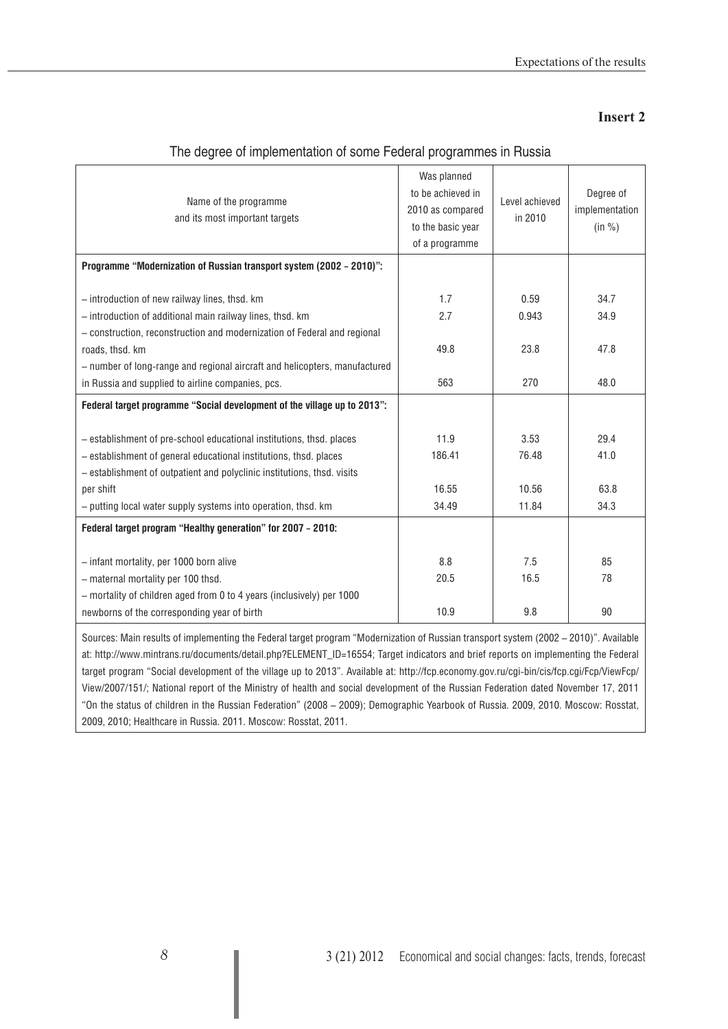**Insert 2**

The degree of implementation of some Federal programmes in Russia

| Name of the programme and its most important targets | Was planned to be achieved in 2010 as compared to the basic year of a programme | Level achieved in 2010 | Degree of implementation (in %) |
|---|---|---|---|
| **Programme "Modernization of Russian transport system (2002 – 2010)":** | | | |
| – introduction of new railway lines, thsd. km | 1.7 | 0.59 | 34.7 |
| – introduction of additional main railway lines, thsd. km | 2.7 | 0.943 | 34.9 |
| – construction, reconstruction and modernization of Federal and regional roads, thsd. km | 49.8 | 23.8 | 47.8 |
| – number of long-range and regional aircraft and helicopters, manufactured in Russia and supplied to airline companies, pcs. | 563 | 270 | 48.0 |
| **Federal target programme "Social development of the village up to 2013":** | | | |
| – establishment of pre-school educational institutions, thsd. places | 11.9 | 3.53 | 29.4 |
| – establishment of general educational institutions, thsd. places | 186.41 | 76.48 | 41.0 |
| – establishment of outpatient and polyclinic institutions, thsd. visits per shift | 16.55 | 10.56 | 63.8 |
| – putting local water supply systems into operation, thsd. km | 34.49 | 11.84 | 34.3 |
| **Federal target program "Healthy generation" for 2007 – 2010:** | | | |
| – infant mortality, per 1000 born alive | 8.8 | 7.5 | 85 |
| – maternal mortality per 100 thsd. | 20.5 | 16.5 | 78 |
| – mortality of children aged from 0 to 4 years (inclusively) per 1000 newborns of the corresponding year of birth | 10.9 | 9.8 | 90 |

Sources: Main results of implementing the Federal target program "Modernization of Russian transport system (2002 – 2010)". Available at: http://www.mintrans.ru/documents/detail.php?ELEMENT_ID=16554; Target indicators and brief reports on implementing the Federal target program "Social development of the village up to 2013". Available at: http://fcp.economy.gov.ru/cgi-bin/cis/fcp.cgi/Fcp/ViewFcp/View/2007/151/; National report of the Ministry of health and social development of the Russian Federation dated November 17, 2011 "On the status of children in the Russian Federation" (2008 – 2009); Demographic Yearbook of Russia. 2009, 2010. Moscow: Rosstat, 2009, 2010; Healthcare in Russia. 2011. Moscow: Rosstat, 2011.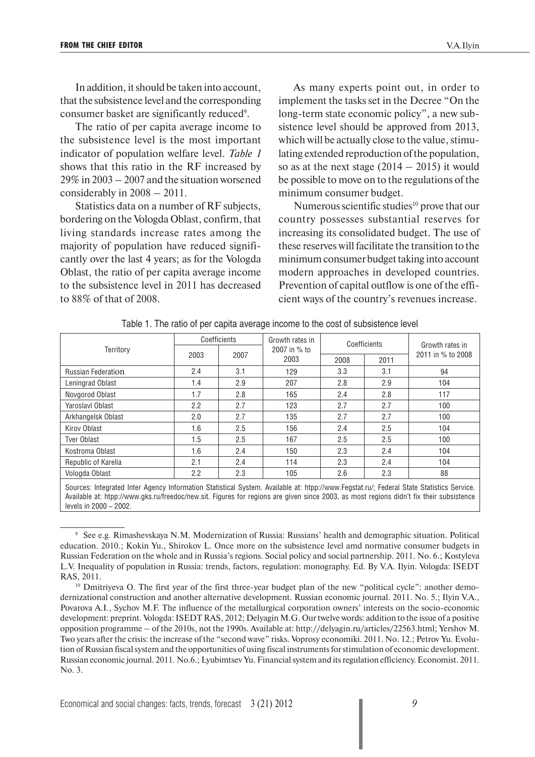In addition, it should be taken into account, that the subsistence level and the corresponding consumer basket are significantly reduced[9].

The ratio of per capita average income to the subsistence level is the most important indicator of population welfare level. *Table 1* shows that this ratio in the RF increased by 29% in 2003 – 2007 and the situation worsened considerably in 2008 – 2011.

Statistics data on a number of RF subjects, bordering on the Vologda Oblast, confirm, that living standards increase rates among the majority of population have reduced significantly over the last 4 years; as for the Vologda Oblast, the ratio of per capita average income to the subsistence level in 2011 has decreased to 88% of that of 2008.

As many experts point out, in order to implement the tasks set in the Decree "On the long-term state economic policy", a new subsistence level should be approved from 2013, which will be actually close to the value, stimulating extended reproduction of the population, so as at the next stage (2014 – 2015) it would be possible to move on to the regulations of the minimum consumer budget.

Numerous scientific studies[10] prove that our country possesses substantial reserves for increasing its consolidated budget. The use of these reserves will facilitate the transition to the minimum consumer budget taking into account modern approaches in developed countries. Prevention of capital outflow is one of the efficient ways of the country's revenues increase.

Table 1. The ratio of per capita average income to the cost of subsistence level

| Territory | Coefficients | | Growth rates in 2007 in % to 2003 | Coefficients | | Growth rates in 2011 in % to 2008 |
|---|---|---|---|---|---|---|
| | 2003 | 2007 | | 2008 | 2011 | |
| Russian Federation | 2.4 | 3.1 | 129 | 3.3 | 3.1 | 94 |
| Leningrad Oblast | 1.4 | 2.9 | 207 | 2.8 | 2.9 | 104 |
| Novgorod Oblast | 1.7 | 2.8 | 165 | 2.4 | 2.8 | 117 |
| Yaroslavl Oblast | 2.2 | 2.7 | 123 | 2.7 | 2.7 | 100 |
| Arkhangelsk Oblast | 2.0 | 2.7 | 135 | 2.7 | 2.7 | 100 |
| Kirov Oblast | 1.6 | 2.5 | 156 | 2.4 | 2.5 | 104 |
| Tver Oblast | 1.5 | 2.5 | 167 | 2.5 | 2.5 | 100 |
| Kostroma Oblast | 1.6 | 2.4 | 150 | 2.3 | 2.4 | 104 |
| Republic of Karelia | 2.1 | 2.4 | 114 | 2.3 | 2.4 | 104 |
| Vologda Oblast | 2.2 | 2.3 | 105 | 2.6 | 2.3 | 88 |

Sources: Integrated Inter Agency Information Statistical System. Available at: htpp://www.Fegstat.ru/; Federal State Statistics Service. Available at: htpp://www.gks.ru/freedoc/new.sit. Figures for regions are given since 2003, as most regions didn't fix their subsistence levels in 2000 – 2002.

---

[9] See e.g. Rimashevskaya N.M. Modernization of Russia: Russians' health and demographic situation. Political education. 2010.; Kokin Yu., Shirokov L. Once more on the subsistence level amd normative consumer budgets in Russian Federation on the whole and in Russia's regions. Social policy and social partnership. 2011. No. 6.; Kostyleva L.V. Inequality of population in Russia: trends, factors, regulation: monography. Ed. By V.A. Ilyin. Vologda: ISEDT RAS, 2011.

[10] Dmitriyeva O. The first year of the first three-year budget plan of the new "political cycle": another demodernizational construction and another alternative development. Russian economic journal. 2011. No. 5.; Ilyin V.A., Povarova A.I., Sychov M.F. The influence of the metallurgical corporation owners' interests on the socio-economic development: preprint. Vologda: ISEDT RAS, 2012; Delyagin M.G. Our twelve words: addition to the issue of a positive opposition programme – of the 2010s, not the 1990s. Available at: http://delyagin.ru/articles/22563.html; Yershov M. Two years after the crisis: the increase of the "second wave" risks. Voprosy economiki. 2011. No. 12.; Petrov Yu. Evolution of Russian fiscal system and the opportunities of using fiscal instruments for stimulation of economic development. Russian economic journal. 2011. No.6.; Lyubimtsev Yu. Financial system and its regulation efficiency. Economist. 2011. No. 3.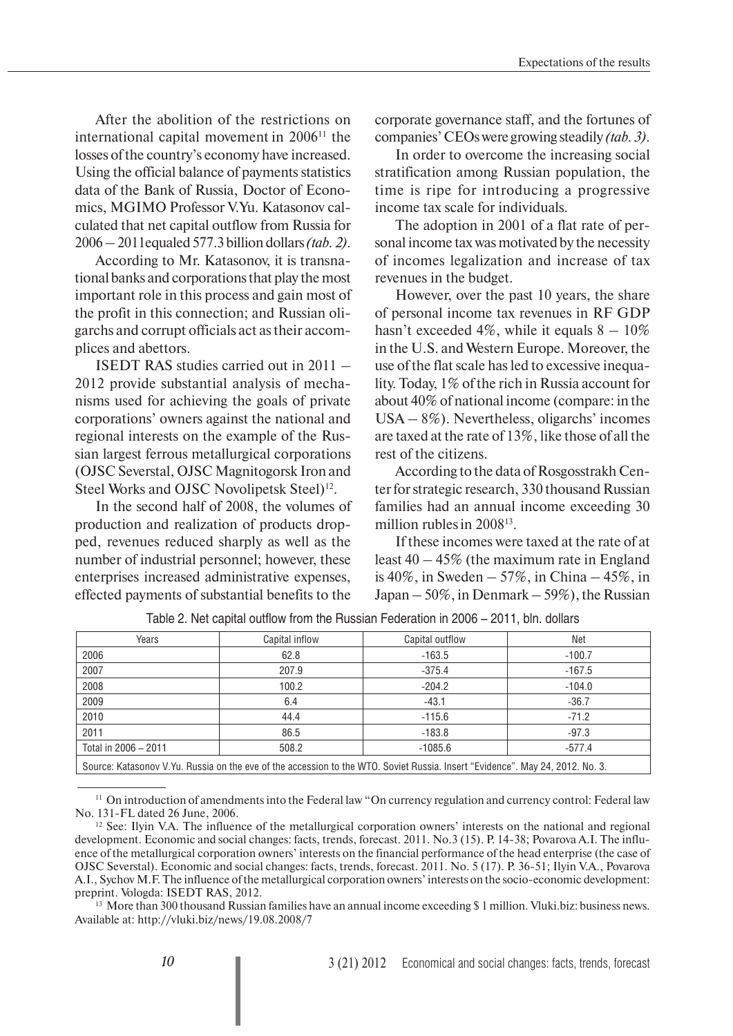After the abolition of the restrictions on international capital movement in 2006[11] the losses of the country's economy have increased. Using the official balance of payments statistics data of the Bank of Russia, Doctor of Economics, MGIMO Professor V.Yu. Katasonov calculated that net capital outflow from Russia for 2006 – 2011equaled 577.3 billion dollars *(tab. 2)*.

According to Mr. Katasonov, it is transnational banks and corporations that play the most important role in this process and gain most of the profit in this connection; and Russian oligarchs and corrupt officials act as their accomplices and abettors.

ISEDT RAS studies carried out in 2011 – 2012 provide substantial analysis of mechanisms used for achieving the goals of private corporations' owners against the national and regional interests on the example of the Russian largest ferrous metallurgical corporations (OJSC Severstal, OJSC Magnitogorsk Iron and Steel Works and OJSC Novolipetsk Steel)[12].

In the second half of 2008, the volumes of production and realization of products dropped, revenues reduced sharply as well as the number of industrial personnel; however, these enterprises increased administrative expenses, effected payments of substantial benefits to the corporate governance staff, and the fortunes of companies' CEOs were growing steadily *(tab. 3)*.

In order to overcome the increasing social stratification among Russian population, the time is ripe for introducing a progressive income tax scale for individuals.

The adoption in 2001 of a flat rate of personal income tax was motivated by the necessity of incomes legalization and increase of tax revenues in the budget.

However, over the past 10 years, the share of personal income tax revenues in RF GDP hasn't exceeded 4%, while it equals 8 – 10% in the U.S. and Western Europe. Moreover, the use of the flat scale has led to excessive inequality. Today, 1% of the rich in Russia account for about 40% of national income (compare: in the USA – 8%). Nevertheless, oligarchs' incomes are taxed at the rate of 13%, like those of all the rest of the citizens.

According to the data of Rosgosstrakh Center for strategic research, 330 thousand Russian families had an annual income exceeding 30 million rubles in 2008[13].

If these incomes were taxed at the rate of at least 40 – 45% (the maximum rate in England is 40%, in Sweden – 57%, in China – 45%, in Japan – 50%, in Denmark – 59%), the Russian

Table 2. Net capital outflow from the Russian Federation in 2006 – 2011, bln. dollars

| Years | Capital inflow | Capital outflow | Net |
|---|---|---|---|
| 2006 | 62.8 | -163.5 | -100.7 |
| 2007 | 207.9 | -375.4 | -167.5 |
| 2008 | 100.2 | -204.2 | -104.0 |
| 2009 | 6.4 | -43.1 | -36.7 |
| 2010 | 44.4 | -115.6 | -71.2 |
| 2011 | 86.5 | -183.8 | -97.3 |
| Total in 2006 – 2011 | 508.2 | -1085.6 | -577.4 |

Source: Katasonov V.Yu. Russia on the eve of the accession to the WTO. Soviet Russia. Insert "Evidence". May 24, 2012. No. 3.

[11] On introduction of amendments into the Federal law "On currency regulation and currency control: Federal law No. 131-FL dated 26 June, 2006.

[12] See: Ilyin V.A. The influence of the metallurgical corporation owners' interests on the national and regional development. Economic and social changes: facts, trends, forecast. 2011. No.3 (15). P. 14-38; Povarova A.I. The influence of the metallurgical corporation owners' interests on the financial performance of the head enterprise (the case of OJSC Severstal). Economic and social changes: facts, trends, forecast. 2011. No. 5 (17). P. 36-51; Ilyin V.A., Povarova A.I., Sychov M.F. The influence of the metallurgical corporation owners' interests on the socio-economic development: preprint. Vologda: ISEDT RAS, 2012.

[13] More than 300 thousand Russian families have an annual income exceeding $ 1 million. Vluki.biz: business news. Available at: http://vluki.biz/news/19.08.2008/7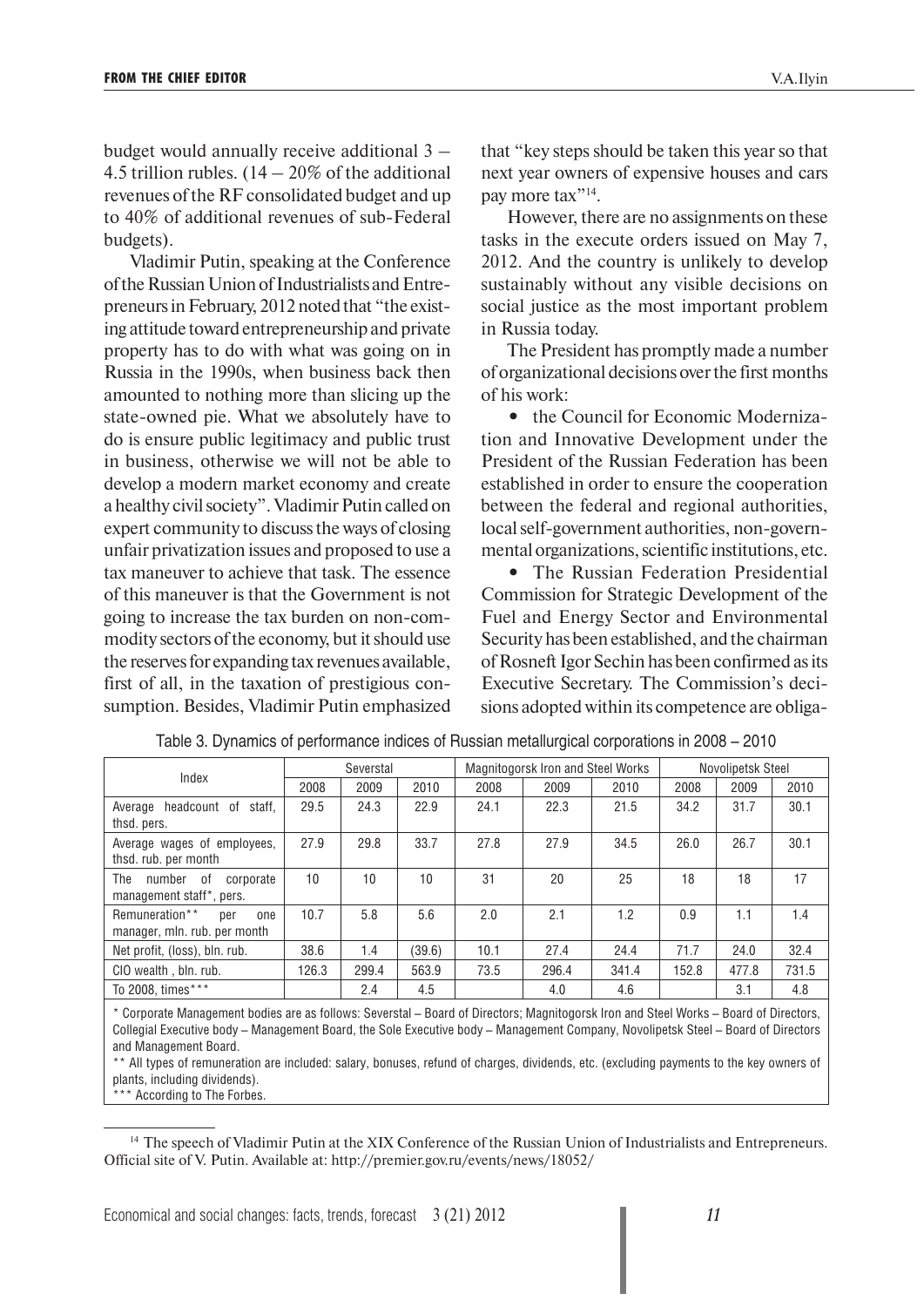budget would annually receive additional 3 – 4.5 trillion rubles. (14 – 20% of the additional revenues of the RF consolidated budget and up to 40% of additional revenues of sub-Federal budgets).

Vladimir Putin, speaking at the Conference of the Russian Union of Industrialists and Entrepreneurs in February, 2012 noted that "the existing attitude toward entrepreneurship and private property has to do with what was going on in Russia in the 1990s, when business back then amounted to nothing more than slicing up the state-owned pie. What we absolutely have to do is ensure public legitimacy and public trust in business, otherwise we will not be able to develop a modern market economy and create a healthy civil society". Vladimir Putin called on expert community to discuss the ways of closing unfair privatization issues and proposed to use a tax maneuver to achieve that task. The essence of this maneuver is that the Government is not going to increase the tax burden on non-commodity sectors of the economy, but it should use the reserves for expanding tax revenues available, first of all, in the taxation of prestigious consumption. Besides, Vladimir Putin emphasized that "key steps should be taken this year so that next year owners of expensive houses and cars pay more tax"[14].

However, there are no assignments on these tasks in the execute orders issued on May 7, 2012. And the country is unlikely to develop sustainably without any visible decisions on social justice as the most important problem in Russia today.

The President has promptly made a number of organizational decisions over the first months of his work:

- the Council for Economic Modernization and Innovative Development under the President of the Russian Federation has been established in order to ensure the cooperation between the federal and regional authorities, local self-government authorities, non-governmental organizations, scientific institutions, etc.
- The Russian Federation Presidential Commission for Strategic Development of the Fuel and Energy Sector and Environmental Security has been established, and the chairman of Rosneft Igor Sechin has been confirmed as its Executive Secretary. The Commission's decisions adopted within its competence are obliga-

Table 3. Dynamics of performance indices of Russian metallurgical corporations in 2008 – 2010

| Index | Severstal | | | Magnitogorsk Iron and Steel Works | | | Novolipetsk Steel | | |
|---|---|---|---|---|---|---|---|---|---|
| | 2008 | 2009 | 2010 | 2008 | 2009 | 2010 | 2008 | 2009 | 2010 |
| Average headcount of staff, thsd. pers. | 29.5 | 24.3 | 22.9 | 24.1 | 22.3 | 21.5 | 34.2 | 31.7 | 30.1 |
| Average wages of employees, thsd. rub. per month | 27.9 | 29.8 | 33.7 | 27.8 | 27.9 | 34.5 | 26.0 | 26.7 | 30.1 |
| The number of corporate management staff*, pers. | 10 | 10 | 10 | 31 | 20 | 25 | 18 | 18 | 17 |
| Remuneration** per one manager, mln. rub. per month | 10.7 | 5.8 | 5.6 | 2.0 | 2.1 | 1.2 | 0.9 | 1.1 | 1.4 |
| Net profit, (loss), bln. rub. | 38.6 | 1.4 | (39.6) | 10.1 | 27.4 | 24.4 | 71.7 | 24.0 | 32.4 |
| CIO wealth , bln. rub. | 126.3 | 299.4 | 563.9 | 73.5 | 296.4 | 341.4 | 152.8 | 477.8 | 731.5 |
| To 2008, times*** | | 2.4 | 4.5 | | 4.0 | 4.6 | | 3.1 | 4.8 |

\* Corporate Management bodies are as follows: Severstal – Board of Directors; Magnitogorsk Iron and Steel Works – Board of Directors, Collegial Executive body – Management Board, the Sole Executive body – Management Company, Novolipetsk Steel – Board of Directors and Management Board.

\*\* All types of remuneration are included: salary, bonuses, refund of charges, dividends, etc. (excluding payments to the key owners of plants, including dividends).

\*\*\* According to The Forbes.

[14] The speech of Vladimir Putin at the XIX Conference of the Russian Union of Industrialists and Entrepreneurs. Official site of V. Putin. Available at: http://premier.gov.ru/events/news/18052/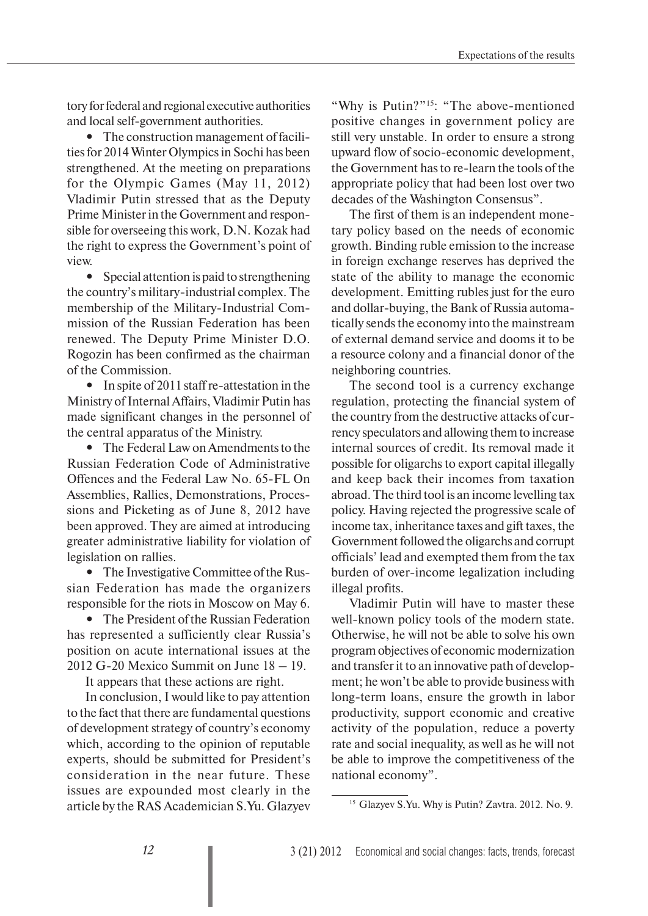tory for federal and regional executive authorities and local self-government authorities.

- The construction management of facilities for 2014 Winter Olympics in Sochi has been strengthened. At the meeting on preparations for the Olympic Games (May 11, 2012) Vladimir Putin stressed that as the Deputy Prime Minister in the Government and responsible for overseeing this work, D.N. Kozak had the right to express the Government's point of view.

- Special attention is paid to strengthening the country's military-industrial complex. The membership of the Military-Industrial Commission of the Russian Federation has been renewed. The Deputy Prime Minister D.O. Rogozin has been confirmed as the chairman of the Commission.

- In spite of 2011 staff re-attestation in the Ministry of Internal Affairs, Vladimir Putin has made significant changes in the personnel of the central apparatus of the Ministry.

- The Federal Law on Amendments to the Russian Federation Code of Administrative Offences and the Federal Law No. 65-FL On Assemblies, Rallies, Demonstrations, Processions and Picketing as of June 8, 2012 have been approved. They are aimed at introducing greater administrative liability for violation of legislation on rallies.

- The Investigative Committee of the Russian Federation has made the organizers responsible for the riots in Moscow on May 6.

- The President of the Russian Federation has represented a sufficiently clear Russia's position on acute international issues at the 2012 G-20 Mexico Summit on June 18 – 19.

It appears that these actions are right.

In conclusion, I would like to pay attention to the fact that there are fundamental questions of development strategy of country's economy which, according to the opinion of reputable experts, should be submitted for President's consideration in the near future. These issues are expounded most clearly in the article by the RAS Academician S.Yu. Glazyev "Why is Putin?"[15]: "The above-mentioned positive changes in government policy are still very unstable. In order to ensure a strong upward flow of socio-economic development, the Government has to re-learn the tools of the appropriate policy that had been lost over two decades of the Washington Consensus".

The first of them is an independent monetary policy based on the needs of economic growth. Binding ruble emission to the increase in foreign exchange reserves has deprived the state of the ability to manage the economic development. Emitting rubles just for the euro and dollar-buying, the Bank of Russia automatically sends the economy into the mainstream of external demand service and dooms it to be a resource colony and a financial donor of the neighboring countries.

The second tool is a currency exchange regulation, protecting the financial system of the country from the destructive attacks of currency speculators and allowing them to increase internal sources of credit. Its removal made it possible for oligarchs to export capital illegally and keep back their incomes from taxation abroad. The third tool is an income levelling tax policy. Having rejected the progressive scale of income tax, inheritance taxes and gift taxes, the Government followed the oligarchs and corrupt officials' lead and exempted them from the tax burden of over-income legalization including illegal profits.

Vladimir Putin will have to master these well-known policy tools of the modern state. Otherwise, he will not be able to solve his own program objectives of economic modernization and transfer it to an innovative path of development; he won't be able to provide business with long-term loans, ensure the growth in labor productivity, support economic and creative activity of the population, reduce a poverty rate and social inequality, as well as he will not be able to improve the competitiveness of the national economy".

---

[15] Glazyev S.Yu. Why is Putin? Zavtra. 2012. No. 9.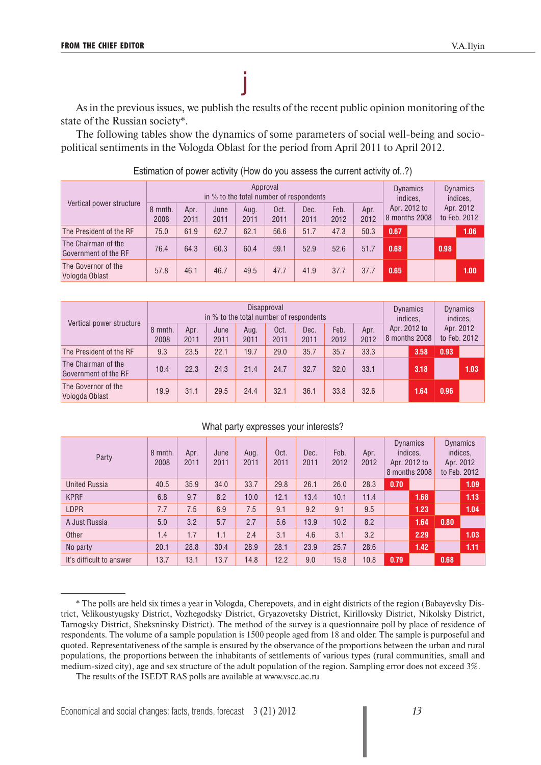As in the previous issues, we publish the results of the recent public opinion monitoring of the state of the Russian society*.

The following tables show the dynamics of some parameters of social well-being and socio-political sentiments in the Vologda Oblast for the period from April 2011 to April 2012.

Estimation of power activity (How do you assess the current activity of..?)

| Vertical power structure | Approval in % to the total number of respondents | | | | | | | | Dynamics indices, Apr. 2012 to 8 months 2008 | Dynamics indices, Apr. 2012 to Feb. 2012 |
|---|---|---|---|---|---|---|---|---|---|---|
| | 8 mnth. 2008 | Apr. 2011 | June 2011 | Aug. 2011 | Oct. 2011 | Dec. 2011 | Feb. 2012 | Apr. 2012 | | |
| The President of the RF | 75.0 | 61.9 | 62.7 | 62.1 | 56.6 | 51.7 | 47.3 | 50.3 | 0.67 | 1.06 |
| The Chairman of the Government of the RF | 76.4 | 64.3 | 60.3 | 60.4 | 59.1 | 52.9 | 52.6 | 51.7 | 0.68 | 0.98 |
| The Governor of the Vologda Oblast | 57.8 | 46.1 | 46.7 | 49.5 | 47.7 | 41.9 | 37.7 | 37.7 | 0.65 | 1.00 |

| Vertical power structure | Disapproval in % to the total number of respondents | | | | | | | | Dynamics indices, Apr. 2012 to 8 months 2008 | Dynamics indices, Apr. 2012 to Feb. 2012 |
|---|---|---|---|---|---|---|---|---|---|---|
| | 8 mnth. 2008 | Apr. 2011 | June 2011 | Aug. 2011 | Oct. 2011 | Dec. 2011 | Feb. 2012 | Apr. 2012 | | |
| The President of the RF | 9.3 | 23.5 | 22.1 | 19.7 | 29.0 | 35.7 | 35.7 | 33.3 | 3.58 | 0.93 |
| The Chairman of the Government of the RF | 10.4 | 22.3 | 24.3 | 21.4 | 24.7 | 32.7 | 32.0 | 33.1 | 3.18 | 1.03 |
| The Governor of the Vologda Oblast | 19.9 | 31.1 | 29.5 | 24.4 | 32.1 | 36.1 | 33.8 | 32.6 | 1.64 | 0.96 |

What party expresses your interests?

| Party | 8 mnth. 2008 | Apr. 2011 | June 2011 | Aug. 2011 | Oct. 2011 | Dec. 2011 | Feb. 2012 | Apr. 2012 | Dynamics indices, Apr. 2012 to 8 months 2008 | Dynamics indices, Apr. 2012 to Feb. 2012 |
|---|---|---|---|---|---|---|---|---|---|---|
| United Russia | 40.5 | 35.9 | 34.0 | 33.7 | 29.8 | 26.1 | 26.0 | 28.3 | 0.70 | 1.09 |
| KPRF | 6.8 | 9.7 | 8.2 | 10.0 | 12.1 | 13.4 | 10.1 | 11.4 | 1.68 | 1.13 |
| LDPR | 7.7 | 7.5 | 6.9 | 7.5 | 9.1 | 9.2 | 9.1 | 9.5 | 1.23 | 1.04 |
| A Just Russia | 5.0 | 3.2 | 5.7 | 2.7 | 5.6 | 13.9 | 10.2 | 8.2 | 1.64 | 0.80 |
| Other | 1.4 | 1.7 | 1.1 | 2.4 | 3.1 | 4.6 | 3.1 | 3.2 | 2.29 | 1.03 |
| No party | 20.1 | 28.8 | 30.4 | 28.9 | 28.1 | 23.9 | 25.7 | 28.6 | 1.42 | 1.11 |
| It's difficult to answer | 13.7 | 13.1 | 13.7 | 14.8 | 12.2 | 9.0 | 15.8 | 10.8 | 0.79 | 0.68 |

---

* The polls are held six times a year in Vologda, Cherepovets, and in eight districts of the region (Babayevsky District, Velikoustyugsky District, Vozhegodsky District, Gryazovetsky District, Kirillovsky District, Nikolsky District, Tarnogsky District, Sheksninsky District). The method of the survey is a questionnaire poll by place of residence of respondents. The volume of a sample population is 1500 people aged from 18 and older. The sample is purposeful and quoted. Representativeness of the sample is ensured by the observance of the proportions between the urban and rural populations, the proportions between the inhabitants of settlements of various types (rural communities, small and medium-sized city), age and sex structure of the adult population of the region. Sampling error does not exceed 3%.

The results of the ISEDT RAS polls are available at www.vscc.ac.ru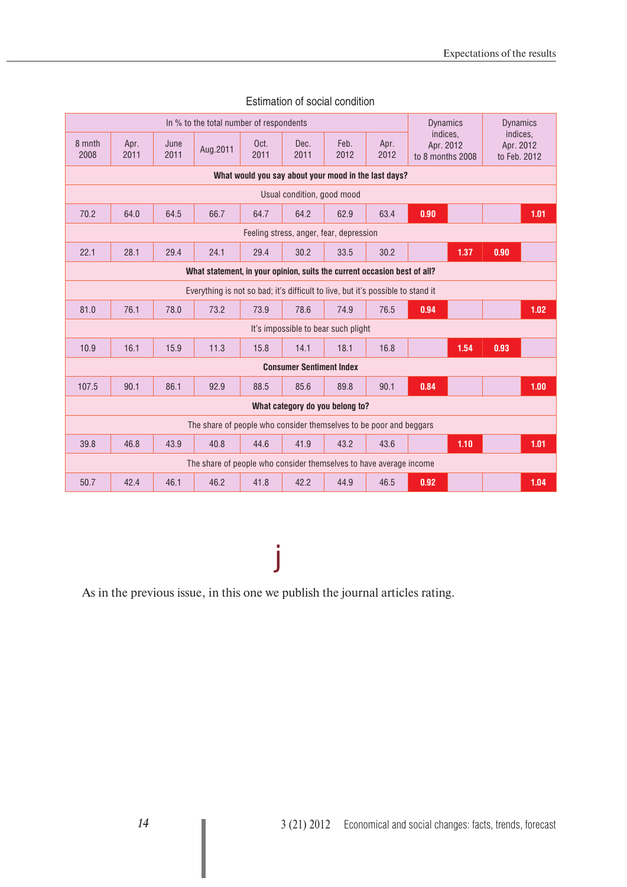Estimation of social condition

| In % to the total number of respondents | | | | | | | | Dynamics indices, Apr. 2012 to 8 months 2008 | | Dynamics indices, Apr. 2012 to Feb. 2012 | |
|---|---|---|---|---|---|---|---|---|---|---|---|
| 8 mnth 2008 | Apr. 2011 | June 2011 | Aug.2011 | Oct. 2011 | Dec. 2011 | Feb. 2012 | Apr. 2012 | | | | |
| **What would you say about your mood in the last days?** | | | | | | | | | | | |
| Usual condition, good mood | | | | | | | | | | | |
| 70.2 | 64.0 | 64.5 | 66.7 | 64.7 | 64.2 | 62.9 | 63.4 | 0.90 | | | 1.01 |
| Feeling stress, anger, fear, depression | | | | | | | | | | | |
| 22.1 | 28.1 | 29.4 | 24.1 | 29.4 | 30.2 | 33.5 | 30.2 | | 1.37 | 0.90 | |
| **What statement, in your opinion, suits the current occasion best of all?** | | | | | | | | | | | |
| Everything is not so bad; it's difficult to live, but it's possible to stand it | | | | | | | | | | | |
| 81.0 | 76.1 | 78.0 | 73.2 | 73.9 | 78.6 | 74.9 | 76.5 | 0.94 | | | 1.02 |
| It's impossible to bear such plight | | | | | | | | | | | |
| 10.9 | 16.1 | 15.9 | 11.3 | 15.8 | 14.1 | 18.1 | 16.8 | | 1.54 | 0.93 | |
| **Consumer Sentiment Index** | | | | | | | | | | | |
| 107.5 | 90.1 | 86.1 | 92.9 | 88.5 | 85.6 | 89.8 | 90.1 | 0.84 | | | 1.00 |
| **What category do you belong to?** | | | | | | | | | | | |
| The share of people who consider themselves to be poor and beggars | | | | | | | | | | | |
| 39.8 | 46.8 | 43.9 | 40.8 | 44.6 | 41.9 | 43.2 | 43.6 | | 1.10 | | 1.01 |
| The share of people who consider themselves to have average income | | | | | | | | | | | |
| 50.7 | 42.4 | 46.1 | 46.2 | 41.8 | 42.2 | 44.9 | 46.5 | 0.92 | | | 1.04 |

As in the previous issue, in this one we publish the journal articles rating.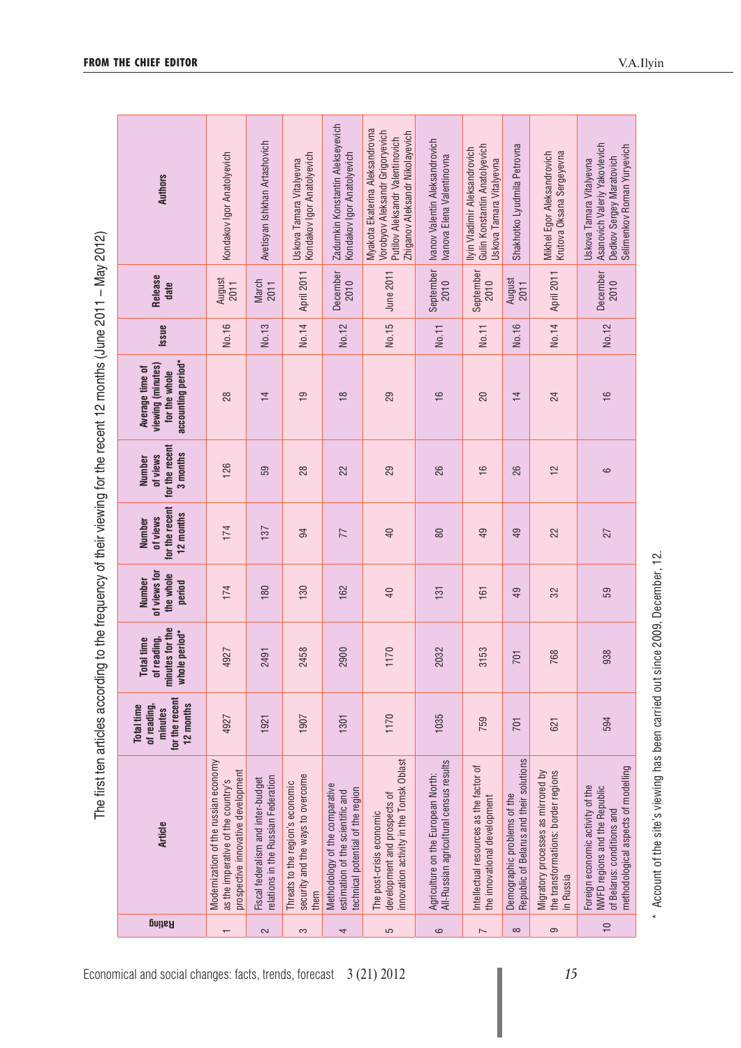The first ten articles according to the frequency of their viewing for the recent 12 months (June 2011 – May 2012)

| Rating | Article | Total time of reading, minutes for the recent 12 months | Total time of reading, minutes for the whole period* | Number of views for the whole period | Number of views for the recent 12 months | Number of views for the recent 3 months | Average time of viewing (minutes) for the whole accounting period* | Issue | Release date | Authors |
|---|---|---|---|---|---|---|---|---|---|---|
| 1 | Modernization of the russian economy as the imperative of the country's prospective innovative development | 4927 | 4927 | 174 | 174 | 126 | 28 | No.16 | August 2011 | Kondakov Igor Anatolyevich |
| 2 | Fiscal federalism and inter-budget relations in the Russian Federation | 1921 | 2491 | 180 | 137 | 59 | 14 | No.13 | March 2011 | Avetisyan Ishkhan Artashovich |
| 3 | Threats to the region's economic security and the ways to overcome them | 1907 | 2458 | 130 | 94 | 28 | 19 | No.14 | April 2011 | Uskova Tamara Vitalyevna<br>Kondakov Igor Anatolyevich |
| 4 | Methodology of the comparative estimation of the scientific and technical potential of the region | 1301 | 2900 | 162 | 77 | 22 | 18 | No.12 | December 2010 | Zadumkin Konstantin Alekseyevich<br>Kondakov Igor Anatolyevich |
| 5 | The post-crisis economic development and prospects of innovation activity in the Tomsk Oblast | 1170 | 1170 | 40 | 40 | 29 | 29 | No.15 | June 2011 | Myakota Ekaterina Aleksandrovna<br>Vorobyov Aleksandr Grigoryevich<br>Putilov Aleksandr Valentinovich<br>Zhiganov Aleksandr Nikolayevich |
| 6 | Agriculture on the European North: All-Russian agricultural census results | 1035 | 2032 | 131 | 80 | 26 | 16 | No.11 | September 2010 | Ivanov Valentin Aleksandrovich<br>Ivanova Elena Valentinovna |
| 7 | Intellectual resources as the factor of the innovational development | 759 | 3153 | 161 | 49 | 16 | 20 | No.11 | September 2010 | Ilyin Vladimir Aleksandrovich<br>Gulin Konstantin Anatolyevich<br>Uskova Tamara Vitalyevna |
| 8 | Demographic problems of the Republic of Belarus and their solutions | 701 | 701 | 49 | 49 | 26 | 14 | No.16 | August 2011 | Shakhotko Lyudmila Petrovna |
| 9 | Migratory processes as mirrored by the transformations: border regions in Russia | 621 | 768 | 32 | 22 | 12 | 24 | No.14 | April 2011 | Mikhel Egor Aleksandrovich<br>Krutova Oksana Sergeyevna |
| 10 | Foreign economic activity of the NWFD regions and the Republic of Belarus: conditions and methodological aspects of modelling | 594 | 938 | 59 | 27 | 6 | 16 | No.12 | December 2010 | Uskova Tamara Vitalyevna<br>Asanovich Valery Yakovlevich<br>Dedkov Sergey Maratovich<br>Selimenkov Roman Yuryevich |

\* Account of the site's viewing has been carried out since 2009, December, 12.